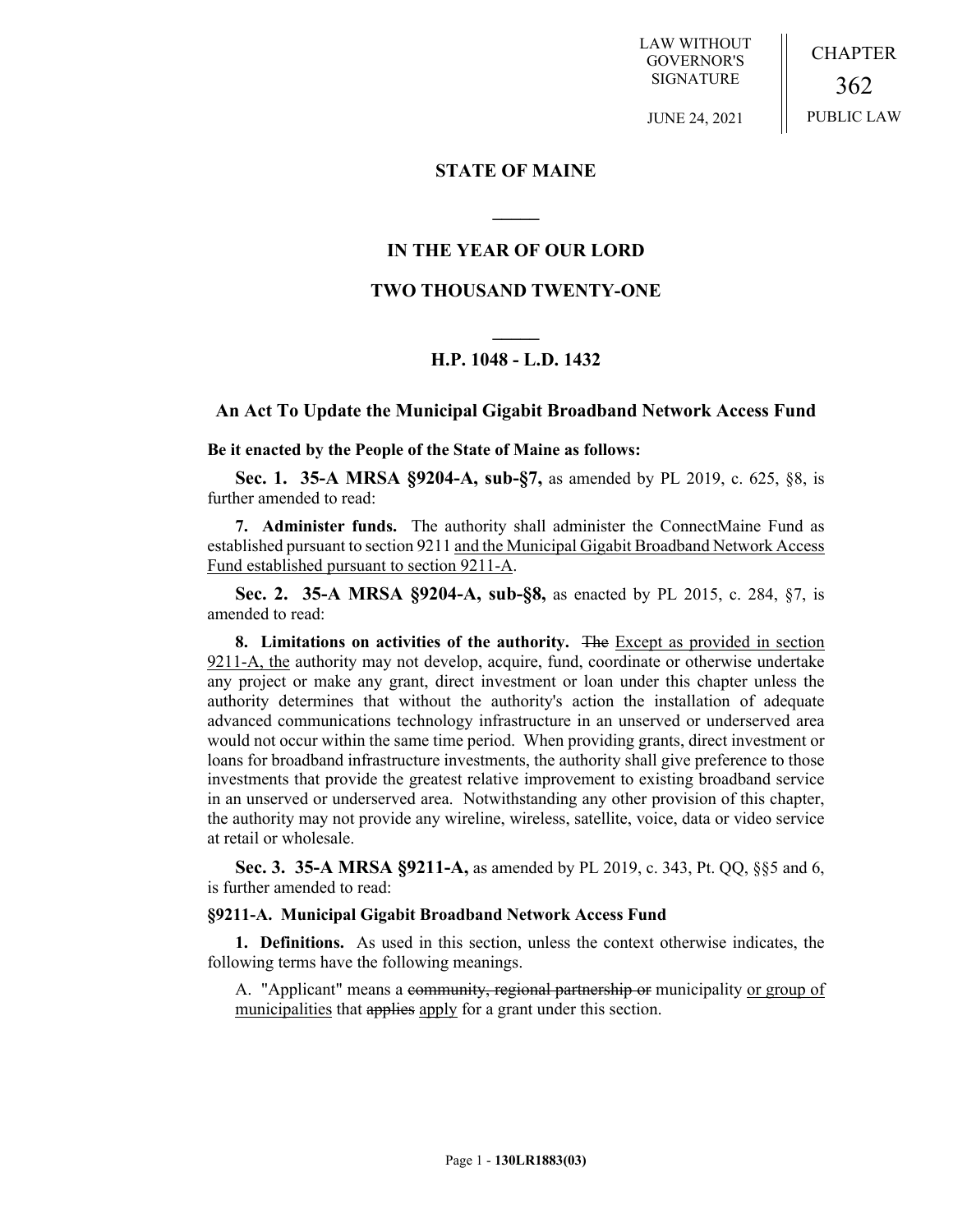LAW WITHOUT GOVERNOR'S SIGNATURE

JUNE 24, 2021

CHAPTER 362

PUBLIC LAW

## STATE OF MAINE

## IN THE YEAR OF OUR LORD

## TWO THOUSAND TWENTY-ONE

## H.P. 1048 - L.D. 1432

### An Act To Update the Municipal Gigabit Broadband Network Access Fund

**Be it enacted by the People of the State of Maine as follows:**

**Sec. 1. 35-A MRSA §9204-A, sub-§7,** as amended by PL 2019, c. 625, §8, is further amended to read:

**7. Administer funds.** The authority shall administer the ConnectMaine Fund as established pursuant to section 9211 <u>and the Municipal Gigabit Broadband Network Access Fund established pursuant to section 9211-A</u>.

**Sec. 2. 35-A MRSA §9204-A, sub-§8,** as enacted by PL 2015, c. 284, §7, is amended to read:

**8. Limitations on activities of the authority.** ~~The~~ <u>Except as provided in section 9211-A, the</u> authority may not develop, acquire, fund, coordinate or otherwise undertake any project or make any grant, direct investment or loan under this chapter unless the authority determines that without the authority's action the installation of adequate advanced communications technology infrastructure in an unserved or underserved area would not occur within the same time period. When providing grants, direct investment or loans for broadband infrastructure investments, the authority shall give preference to those investments that provide the greatest relative improvement to existing broadband service in an unserved or underserved area. Notwithstanding any other provision of this chapter, the authority may not provide any wireline, wireless, satellite, voice, data or video service at retail or wholesale.

**Sec. 3. 35-A MRSA §9211-A,** as amended by PL 2019, c. 343, Pt. QQ, §§5 and 6, is further amended to read:

**§9211-A. Municipal Gigabit Broadband Network Access Fund**

**1. Definitions.** As used in this section, unless the context otherwise indicates, the following terms have the following meanings.

A. "Applicant" means a ~~community, regional partnership or~~ municipality <u>or group of municipalities</u> that ~~applies~~ <u>apply</u> for a grant under this section.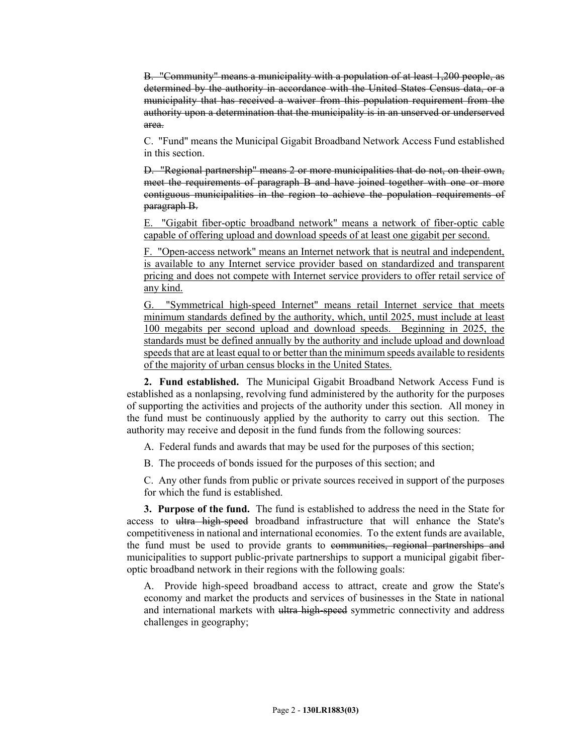~~B. "Community" means a municipality with a population of at least 1,200 people, as determined by the authority in accordance with the United States Census data, or a municipality that has received a waiver from this population requirement from the authority upon a determination that the municipality is in an unserved or underserved area.~~

C. "Fund" means the Municipal Gigabit Broadband Network Access Fund established in this section.

~~D. "Regional partnership" means 2 or more municipalities that do not, on their own, meet the requirements of paragraph B and have joined together with one or more contiguous municipalities in the region to achieve the population requirements of paragraph B.~~

<u>E. "Gigabit fiber-optic broadband network" means a network of fiber-optic cable capable of offering upload and download speeds of at least one gigabit per second.</u>

<u>F. "Open-access network" means an Internet network that is neutral and independent, is available to any Internet service provider based on standardized and transparent pricing and does not compete with Internet service providers to offer retail service of any kind.</u>

<u>G. "Symmetrical high-speed Internet" means retail Internet service that meets minimum standards defined by the authority, which, until 2025, must include at least 100 megabits per second upload and download speeds. Beginning in 2025, the standards must be defined annually by the authority and include upload and download speeds that are at least equal to or better than the minimum speeds available to residents of the majority of urban census blocks in the United States.</u>

**2. Fund established.** The Municipal Gigabit Broadband Network Access Fund is established as a nonlapsing, revolving fund administered by the authority for the purposes of supporting the activities and projects of the authority under this section. All money in the fund must be continuously applied by the authority to carry out this section. The authority may receive and deposit in the fund funds from the following sources:

A. Federal funds and awards that may be used for the purposes of this section;

B. The proceeds of bonds issued for the purposes of this section; and

C. Any other funds from public or private sources received in support of the purposes for which the fund is established.

**3. Purpose of the fund.** The fund is established to address the need in the State for access to ~~ultra high-speed~~ broadband infrastructure that will enhance the State's competitiveness in national and international economies. To the extent funds are available, the fund must be used to provide grants to ~~communities, regional partnerships and~~ municipalities to support public-private partnerships to support a municipal gigabit fiber-optic broadband network in their regions with the following goals:

A. Provide high-speed broadband access to attract, create and grow the State's economy and market the products and services of businesses in the State in national and international markets with ~~ultra high-speed~~ symmetric connectivity and address challenges in geography;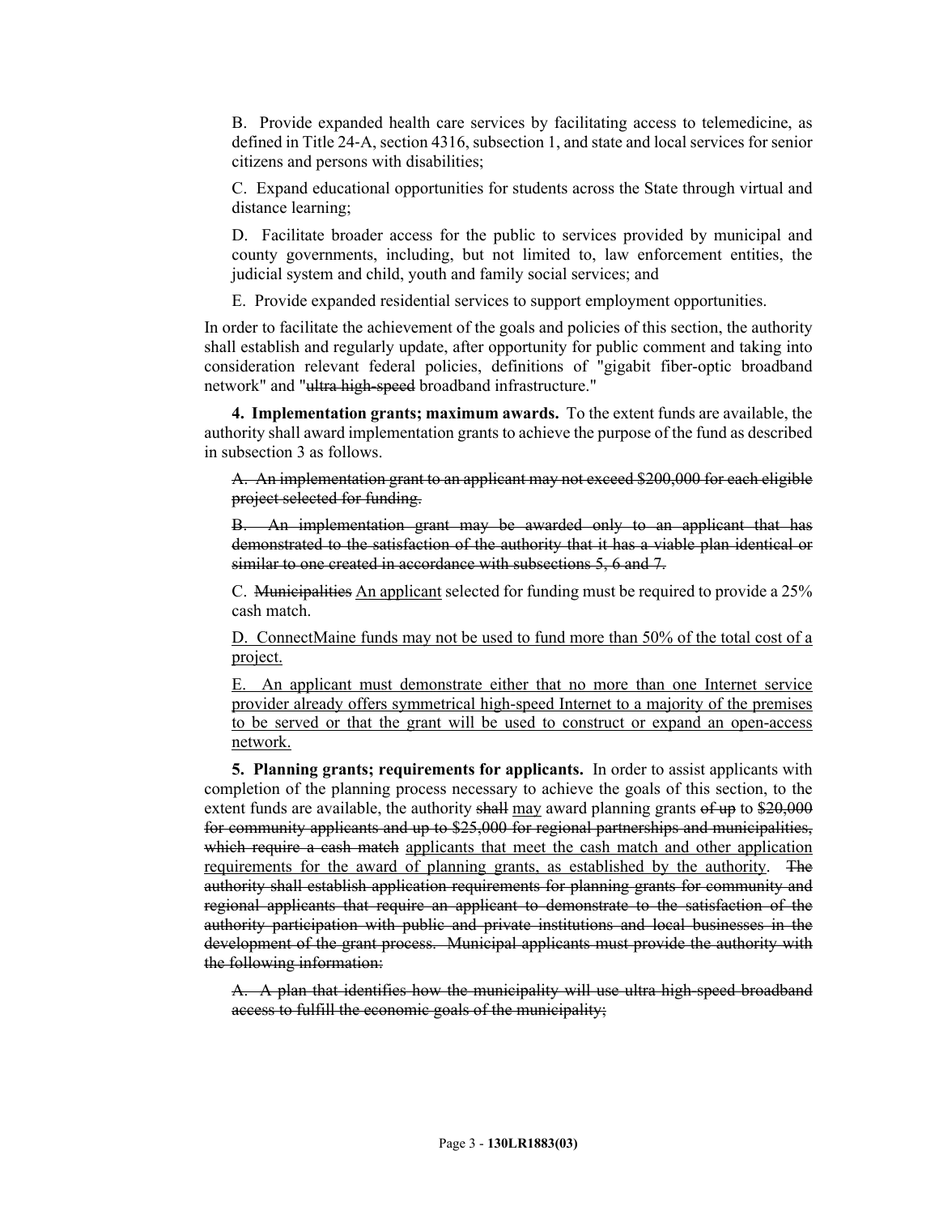B. Provide expanded health care services by facilitating access to telemedicine, as defined in Title 24-A, section 4316, subsection 1, and state and local services for senior citizens and persons with disabilities;

C. Expand educational opportunities for students across the State through virtual and distance learning;

D. Facilitate broader access for the public to services provided by municipal and county governments, including, but not limited to, law enforcement entities, the judicial system and child, youth and family social services; and

E. Provide expanded residential services to support employment opportunities.

In order to facilitate the achievement of the goals and policies of this section, the authority shall establish and regularly update, after opportunity for public comment and taking into consideration relevant federal policies, definitions of "gigabit fiber-optic broadband network" and "~~ultra high-speed~~ broadband infrastructure."

**4. Implementation grants; maximum awards.** To the extent funds are available, the authority shall award implementation grants to achieve the purpose of the fund as described in subsection 3 as follows.

~~A. An implementation grant to an applicant may not exceed $200,000 for each eligible project selected for funding.~~

~~B. An implementation grant may be awarded only to an applicant that has demonstrated to the satisfaction of the authority that it has a viable plan identical or similar to one created in accordance with subsections 5, 6 and 7.~~

C. ~~Municipalities~~ <u>An applicant</u> selected for funding must be required to provide a 25% cash match.

<u>D. ConnectMaine funds may not be used to fund more than 50% of the total cost of a project.</u>

<u>E. An applicant must demonstrate either that no more than one Internet service provider already offers symmetrical high-speed Internet to a majority of the premises to be served or that the grant will be used to construct or expand an open-access network.</u>

**5. Planning grants; requirements for applicants.** In order to assist applicants with completion of the planning process necessary to achieve the goals of this section, to the extent funds are available, the authority ~~shall~~ <u>may</u> award planning grants ~~of up~~ to ~~$20,000 for community applicants and up to $25,000 for regional partnerships and municipalities, which require a cash match~~ <u>applicants that meet the cash match and other application requirements for the award of planning grants, as established by the authority</u>. ~~The authority shall establish application requirements for planning grants for community and regional applicants that require an applicant to demonstrate to the satisfaction of the authority participation with public and private institutions and local businesses in the development of the grant process. Municipal applicants must provide the authority with the following information:~~

~~A. A plan that identifies how the municipality will use ultra high-speed broadband access to fulfill the economic goals of the municipality;~~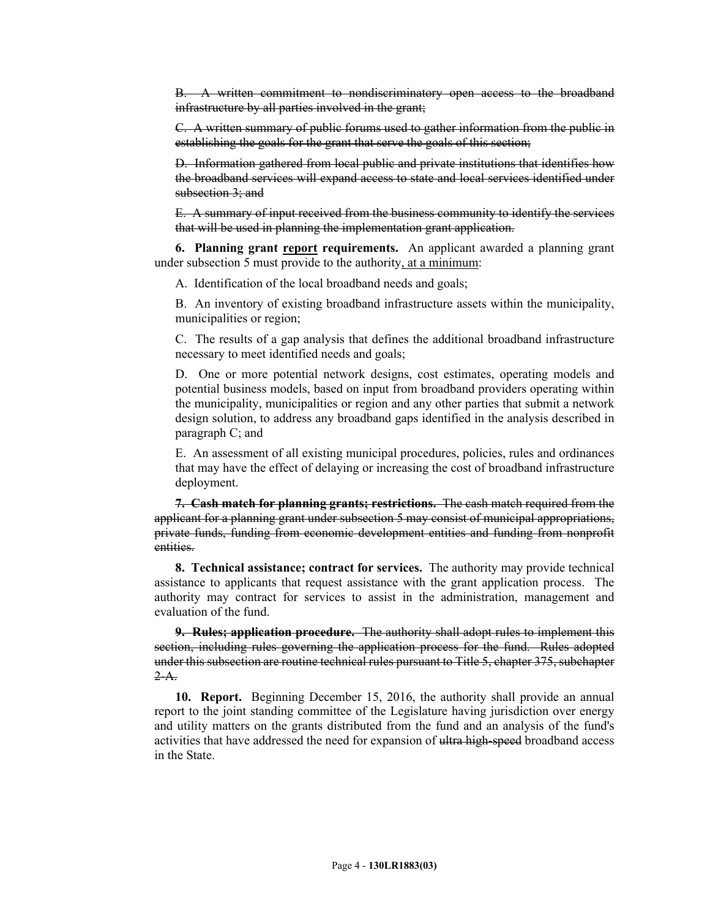~~B. A written commitment to nondiscriminatory open access to the broadband infrastructure by all parties involved in the grant;~~

~~C. A written summary of public forums used to gather information from the public in establishing the goals for the grant that serve the goals of this section;~~

~~D. Information gathered from local public and private institutions that identifies how the broadband services will expand access to state and local services identified under subsection 3; and~~

~~E. A summary of input received from the business community to identify the services that will be used in planning the implementation grant application.~~

**6. Planning grant <u>report</u> requirements.** An applicant awarded a planning grant under subsection 5 must provide to the authority<u>, at a minimum</u>:

A. Identification of the local broadband needs and goals;

B. An inventory of existing broadband infrastructure assets within the municipality, municipalities or region;

C. The results of a gap analysis that defines the additional broadband infrastructure necessary to meet identified needs and goals;

D. One or more potential network designs, cost estimates, operating models and potential business models, based on input from broadband providers operating within the municipality, municipalities or region and any other parties that submit a network design solution, to address any broadband gaps identified in the analysis described in paragraph C; and

E. An assessment of all existing municipal procedures, policies, rules and ordinances that may have the effect of delaying or increasing the cost of broadband infrastructure deployment.

~~**7. Cash match for planning grants; restrictions.** The cash match required from the applicant for a planning grant under subsection 5 may consist of municipal appropriations, private funds, funding from economic development entities and funding from nonprofit entities.~~

**8. Technical assistance; contract for services.** The authority may provide technical assistance to applicants that request assistance with the grant application process. The authority may contract for services to assist in the administration, management and evaluation of the fund.

~~**9. Rules; application procedure.** The authority shall adopt rules to implement this section, including rules governing the application process for the fund. Rules adopted under this subsection are routine technical rules pursuant to Title 5, chapter 375, subchapter 2-A.~~

**10. Report.** Beginning December 15, 2016, the authority shall provide an annual report to the joint standing committee of the Legislature having jurisdiction over energy and utility matters on the grants distributed from the fund and an analysis of the fund's activities that have addressed the need for expansion of ~~ultra high-speed~~ broadband access in the State.